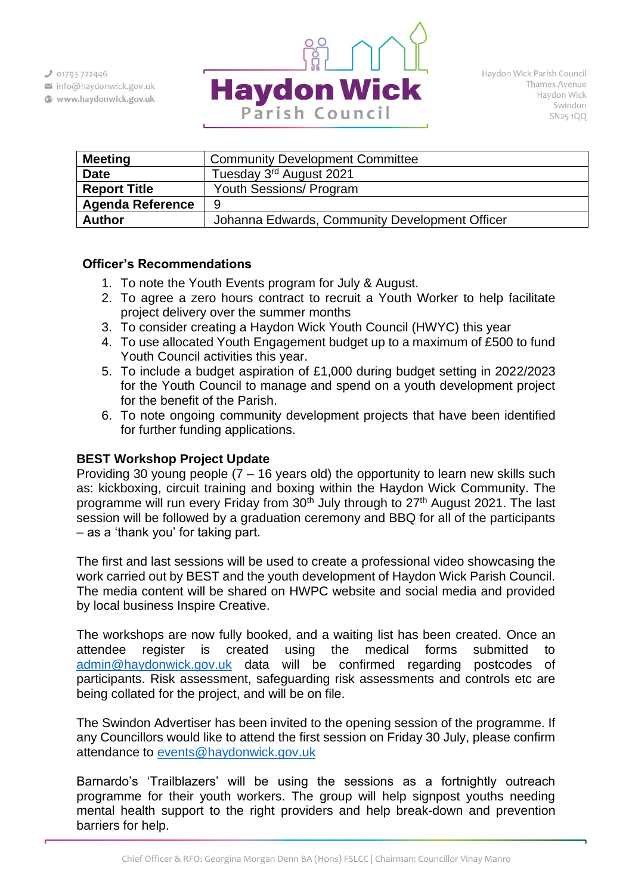Haydon Wick Parish Council
Thames Avenue
Haydon Wick
Swindon
SN25 1QQ

01793 722446
info@haydonwick.gov.uk
www.haydonwick.gov.uk

| **Meeting** | Community Development Committee |
|---|---|
| **Date** | Tuesday 3rd August 2021 |
| **Report Title** | Youth Sessions/ Program |
| **Agenda Reference** | 9 |
| **Author** | Johanna Edwards, Community Development Officer |

### Officer's Recommendations

1. To note the Youth Events program for July & August.
2. To agree a zero hours contract to recruit a Youth Worker to help facilitate project delivery over the summer months
3. To consider creating a Haydon Wick Youth Council (HWYC) this year
4. To use allocated Youth Engagement budget up to a maximum of £500 to fund Youth Council activities this year.
5. To include a budget aspiration of £1,000 during budget setting in 2022/2023 for the Youth Council to manage and spend on a youth development project for the benefit of the Parish.
6. To note ongoing community development projects that have been identified for further funding applications.

### BEST Workshop Project Update

Providing 30 young people (7 – 16 years old) the opportunity to learn new skills such as: kickboxing, circuit training and boxing within the Haydon Wick Community. The programme will run every Friday from 30th July through to 27th August 2021. The last session will be followed by a graduation ceremony and BBQ for all of the participants – as a 'thank you' for taking part.

The first and last sessions will be used to create a professional video showcasing the work carried out by BEST and the youth development of Haydon Wick Parish Council. The media content will be shared on HWPC website and social media and provided by local business Inspire Creative.

The workshops are now fully booked, and a waiting list has been created. Once an attendee register is created using the medical forms submitted to admin@haydonwick.gov.uk data will be confirmed regarding postcodes of participants. Risk assessment, safeguarding risk assessments and controls etc are being collated for the project, and will be on file.

The Swindon Advertiser has been invited to the opening session of the programme. If any Councillors would like to attend the first session on Friday 30 July, please confirm attendance to events@haydonwick.gov.uk

Barnardo's 'Trailblazers' will be using the sessions as a fortnightly outreach programme for their youth workers. The group will help signpost youths needing mental health support to the right providers and help break-down and prevention barriers for help.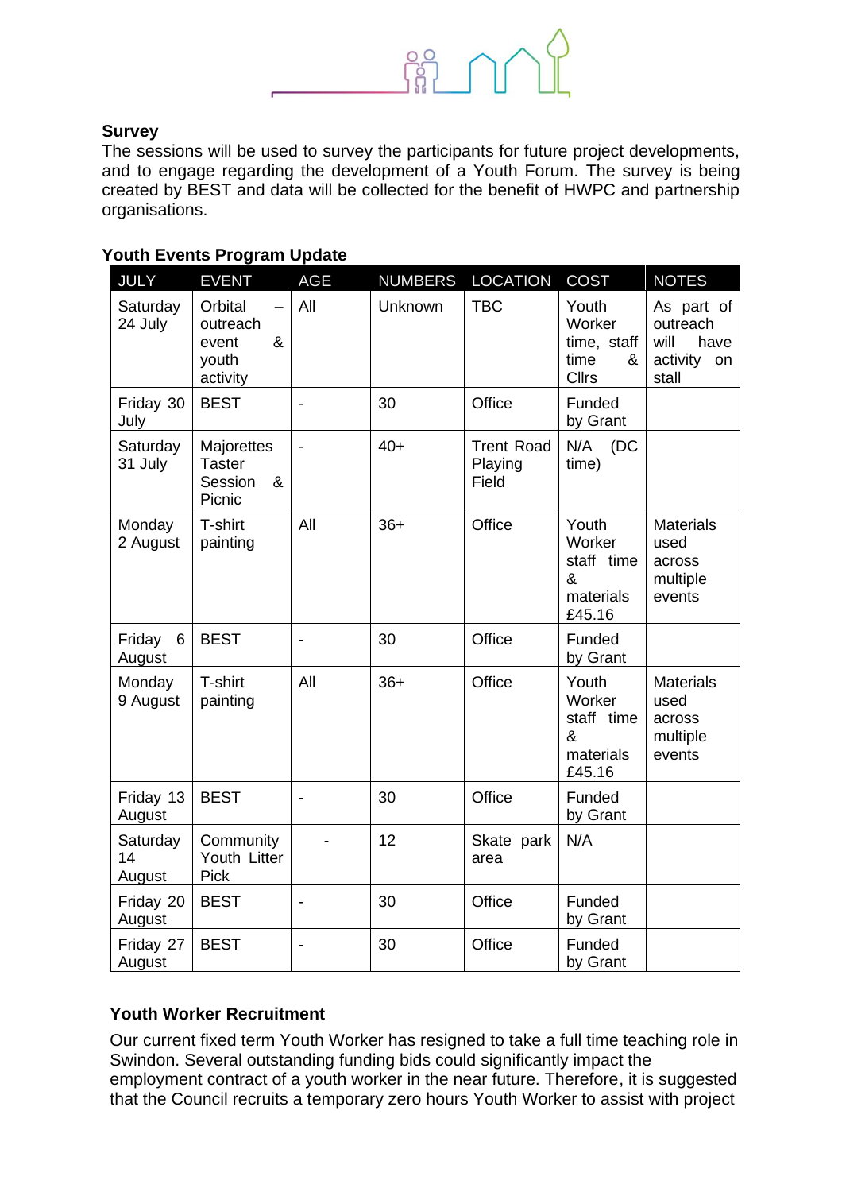**Survey**

The sessions will be used to survey the participants for future project developments, and to engage regarding the development of a Youth Forum. The survey is being created by BEST and data will be collected for the benefit of HWPC and partnership organisations.

**Youth Events Program Update**

| JULY | EVENT | AGE | NUMBERS | LOCATION | COST | NOTES |
|---|---|---|---|---|---|---|
| Saturday 24 July | Orbital – outreach event & youth activity | All | Unknown | TBC | Youth Worker time, staff time & Cllrs | As part of outreach will have activity on stall |
| Friday 30 July | BEST | - | 30 | Office | Funded by Grant | |
| Saturday 31 July | Majorettes Taster Session & Picnic | - | 40+ | Trent Road Playing Field | N/A (DC time) | |
| Monday 2 August | T-shirt painting | All | 36+ | Office | Youth Worker staff time & materials £45.16 | Materials used across multiple events |
| Friday 6 August | BEST | - | 30 | Office | Funded by Grant | |
| Monday 9 August | T-shirt painting | All | 36+ | Office | Youth Worker staff time & materials £45.16 | Materials used across multiple events |
| Friday 13 August | BEST | - | 30 | Office | Funded by Grant | |
| Saturday 14 August | Community Youth Litter Pick | - | 12 | Skate park area | N/A | |
| Friday 20 August | BEST | - | 30 | Office | Funded by Grant | |
| Friday 27 August | BEST | - | 30 | Office | Funded by Grant | |

**Youth Worker Recruitment**

Our current fixed term Youth Worker has resigned to take a full time teaching role in Swindon. Several outstanding funding bids could significantly impact the employment contract of a youth worker in the near future. Therefore, it is suggested that the Council recruits a temporary zero hours Youth Worker to assist with project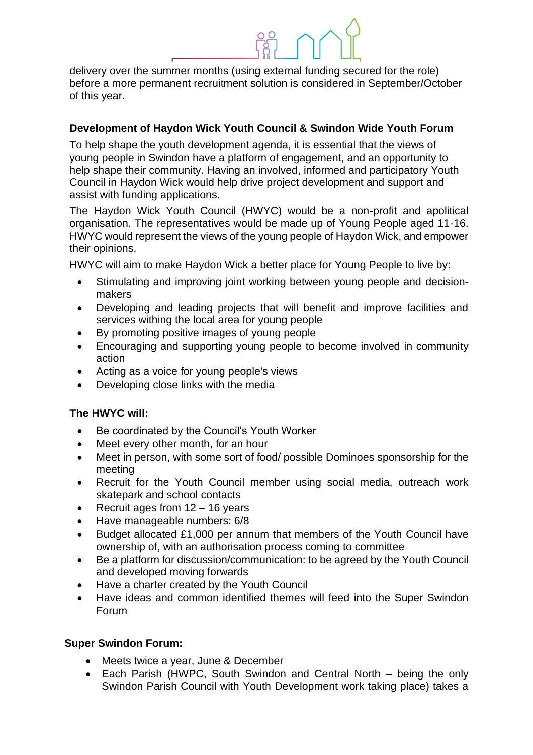delivery over the summer months (using external funding secured for the role) before a more permanent recruitment solution is considered in September/October of this year.

**Development of Haydon Wick Youth Council & Swindon Wide Youth Forum**

To help shape the youth development agenda, it is essential that the views of young people in Swindon have a platform of engagement, and an opportunity to help shape their community. Having an involved, informed and participatory Youth Council in Haydon Wick would help drive project development and support and assist with funding applications.

The Haydon Wick Youth Council (HWYC) would be a non-profit and apolitical organisation. The representatives would be made up of Young People aged 11-16. HWYC would represent the views of the young people of Haydon Wick, and empower their opinions.

HWYC will aim to make Haydon Wick a better place for Young People to live by:

- Stimulating and improving joint working between young people and decision-makers
- Developing and leading projects that will benefit and improve facilities and services withing the local area for young people
- By promoting positive images of young people
- Encouraging and supporting young people to become involved in community action
- Acting as a voice for young people's views
- Developing close links with the media

**The HWYC will:**

- Be coordinated by the Council's Youth Worker
- Meet every other month, for an hour
- Meet in person, with some sort of food/ possible Dominoes sponsorship for the meeting
- Recruit for the Youth Council member using social media, outreach work skatepark and school contacts
- Recruit ages from 12 – 16 years
- Have manageable numbers: 6/8
- Budget allocated £1,000 per annum that members of the Youth Council have ownership of, with an authorisation process coming to committee
- Be a platform for discussion/communication: to be agreed by the Youth Council and developed moving forwards
- Have a charter created by the Youth Council
- Have ideas and common identified themes will feed into the Super Swindon Forum

**Super Swindon Forum:**

- Meets twice a year, June & December
- Each Parish (HWPC, South Swindon and Central North – being the only Swindon Parish Council with Youth Development work taking place) takes a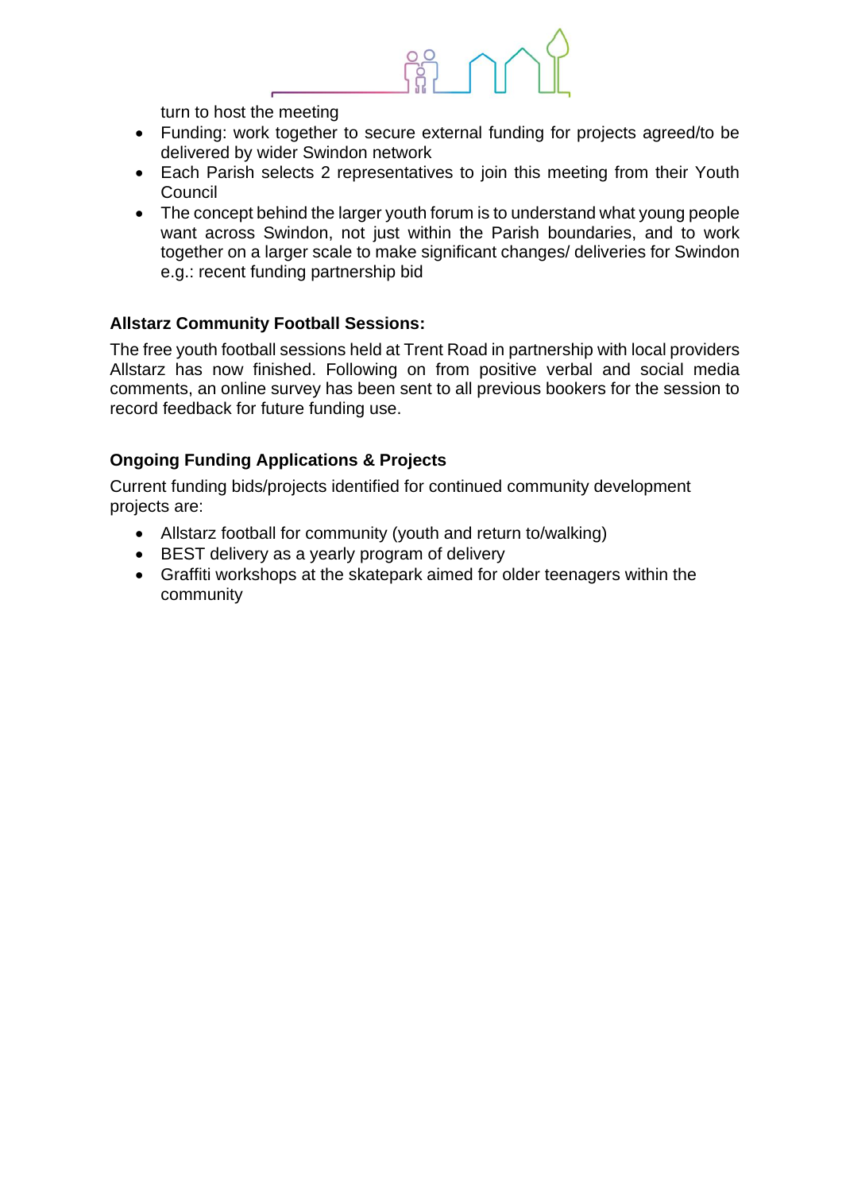turn to host the meeting

- Funding: work together to secure external funding for projects agreed/to be delivered by wider Swindon network
- Each Parish selects 2 representatives to join this meeting from their Youth Council
- The concept behind the larger youth forum is to understand what young people want across Swindon, not just within the Parish boundaries, and to work together on a larger scale to make significant changes/ deliveries for Swindon e.g.: recent funding partnership bid

**Allstarz Community Football Sessions:**

The free youth football sessions held at Trent Road in partnership with local providers Allstarz has now finished. Following on from positive verbal and social media comments, an online survey has been sent to all previous bookers for the session to record feedback for future funding use.

**Ongoing Funding Applications & Projects**

Current funding bids/projects identified for continued community development projects are:

- Allstarz football for community (youth and return to/walking)
- BEST delivery as a yearly program of delivery
- Graffiti workshops at the skatepark aimed for older teenagers within the community